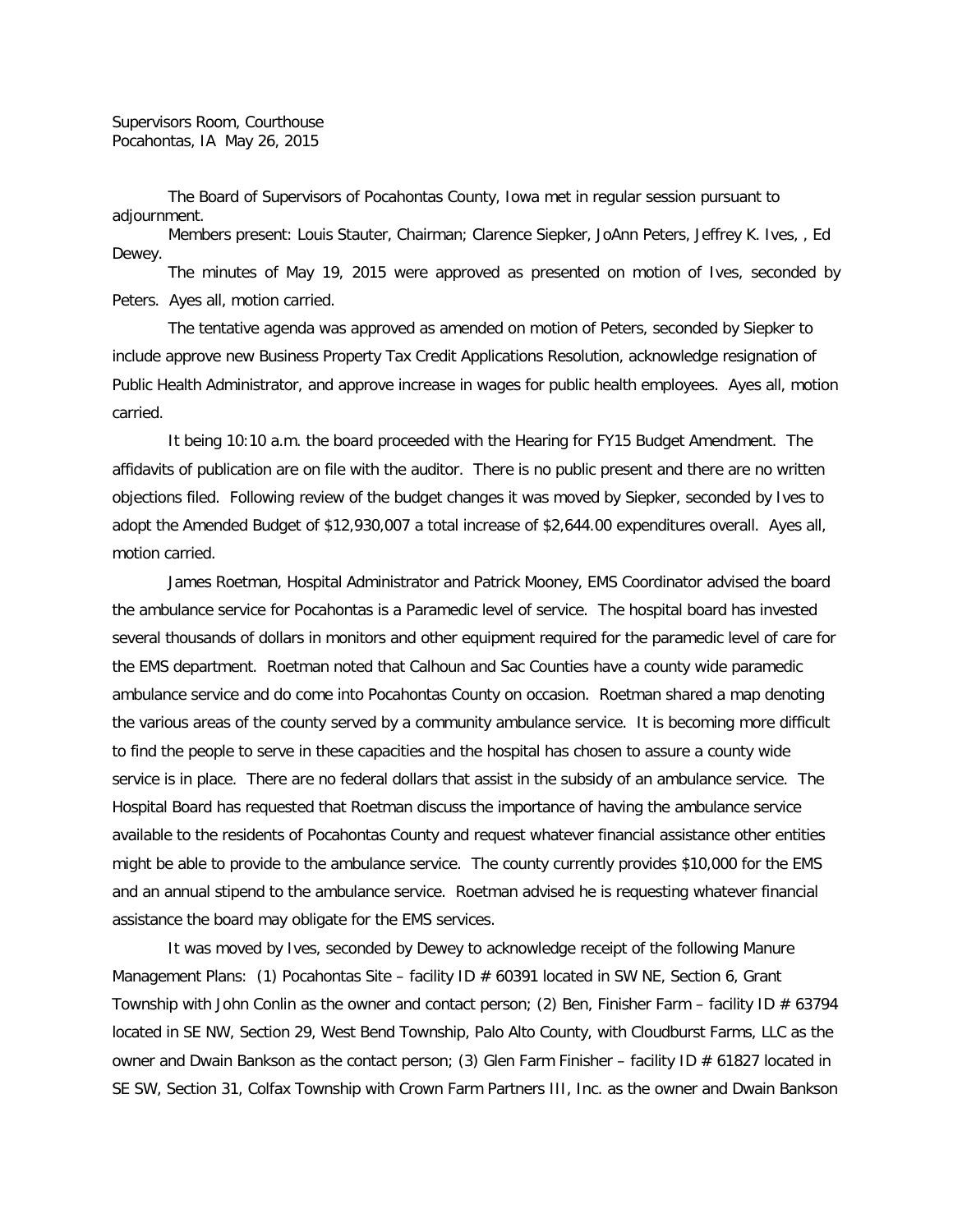Supervisors Room, Courthouse
Pocahontas, IA May 26, 2015

The Board of Supervisors of Pocahontas County, Iowa met in regular session pursuant to adjournment.

Members present: Louis Stauter, Chairman; Clarence Siepker, JoAnn Peters, Jeffrey K. Ives, , Ed Dewey.

The minutes of May 19, 2015 were approved as presented on motion of Ives, seconded by Peters. Ayes all, motion carried.

The tentative agenda was approved as amended on motion of Peters, seconded by Siepker to include approve new Business Property Tax Credit Applications Resolution, acknowledge resignation of Public Health Administrator, and approve increase in wages for public health employees. Ayes all, motion carried.

It being 10:10 a.m. the board proceeded with the Hearing for FY15 Budget Amendment. The affidavits of publication are on file with the auditor. There is no public present and there are no written objections filed. Following review of the budget changes it was moved by Siepker, seconded by Ives to adopt the Amended Budget of $12,930,007 a total increase of $2,644.00 expenditures overall. Ayes all, motion carried.

James Roetman, Hospital Administrator and Patrick Mooney, EMS Coordinator advised the board the ambulance service for Pocahontas is a Paramedic level of service. The hospital board has invested several thousands of dollars in monitors and other equipment required for the paramedic level of care for the EMS department. Roetman noted that Calhoun and Sac Counties have a county wide paramedic ambulance service and do come into Pocahontas County on occasion. Roetman shared a map denoting the various areas of the county served by a community ambulance service. It is becoming more difficult to find the people to serve in these capacities and the hospital has chosen to assure a county wide service is in place. There are no federal dollars that assist in the subsidy of an ambulance service. The Hospital Board has requested that Roetman discuss the importance of having the ambulance service available to the residents of Pocahontas County and request whatever financial assistance other entities might be able to provide to the ambulance service. The county currently provides $10,000 for the EMS and an annual stipend to the ambulance service. Roetman advised he is requesting whatever financial assistance the board may obligate for the EMS services.

It was moved by Ives, seconded by Dewey to acknowledge receipt of the following Manure Management Plans: (1) Pocahontas Site – facility ID # 60391 located in SW NE, Section 6, Grant Township with John Conlin as the owner and contact person; (2) Ben, Finisher Farm – facility ID # 63794 located in SE NW, Section 29, West Bend Township, Palo Alto County, with Cloudburst Farms, LLC as the owner and Dwain Bankson as the contact person; (3) Glen Farm Finisher – facility ID # 61827 located in SE SW, Section 31, Colfax Township with Crown Farm Partners III, Inc. as the owner and Dwain Bankson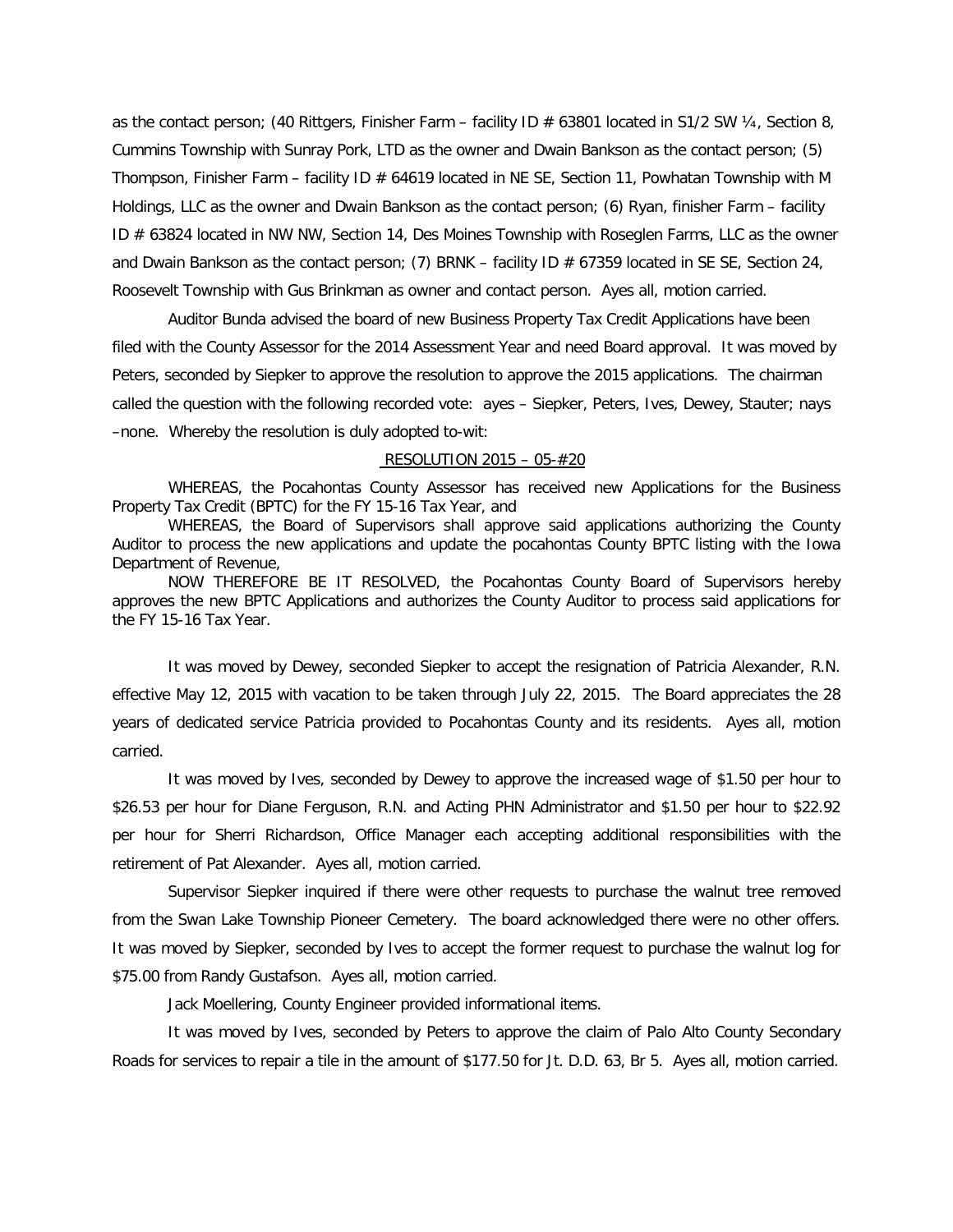as the contact person; (40 Rittgers, Finisher Farm – facility ID # 63801 located in S1/2 SW ¼, Section 8, Cummins Township with Sunray Pork, LTD as the owner and Dwain Bankson as the contact person; (5) Thompson, Finisher Farm – facility ID # 64619 located in NE SE, Section 11, Powhatan Township with M Holdings, LLC as the owner and Dwain Bankson as the contact person; (6) Ryan, finisher Farm – facility ID # 63824 located in NW NW, Section 14, Des Moines Township with Roseglen Farms, LLC as the owner and Dwain Bankson as the contact person; (7) BRNK – facility ID # 67359 located in SE SE, Section 24, Roosevelt Township with Gus Brinkman as owner and contact person. Ayes all, motion carried.

Auditor Bunda advised the board of new Business Property Tax Credit Applications have been filed with the County Assessor for the 2014 Assessment Year and need Board approval. It was moved by Peters, seconded by Siepker to approve the resolution to approve the 2015 applications. The chairman called the question with the following recorded vote: ayes – Siepker, Peters, Ives, Dewey, Stauter; nays –none. Whereby the resolution is duly adopted to-wit:

RESOLUTION 2015 – 05-#20

WHEREAS, the Pocahontas County Assessor has received new Applications for the Business Property Tax Credit (BPTC) for the FY 15-16 Tax Year, and

WHEREAS, the Board of Supervisors shall approve said applications authorizing the County Auditor to process the new applications and update the pocahontas County BPTC listing with the Iowa Department of Revenue,

NOW THEREFORE BE IT RESOLVED, the Pocahontas County Board of Supervisors hereby approves the new BPTC Applications and authorizes the County Auditor to process said applications for the FY 15-16 Tax Year.

It was moved by Dewey, seconded Siepker to accept the resignation of Patricia Alexander, R.N. effective May 12, 2015 with vacation to be taken through July 22, 2015. The Board appreciates the 28 years of dedicated service Patricia provided to Pocahontas County and its residents. Ayes all, motion carried.

It was moved by Ives, seconded by Dewey to approve the increased wage of $1.50 per hour to $26.53 per hour for Diane Ferguson, R.N. and Acting PHN Administrator and $1.50 per hour to $22.92 per hour for Sherri Richardson, Office Manager each accepting additional responsibilities with the retirement of Pat Alexander. Ayes all, motion carried.

Supervisor Siepker inquired if there were other requests to purchase the walnut tree removed from the Swan Lake Township Pioneer Cemetery. The board acknowledged there were no other offers. It was moved by Siepker, seconded by Ives to accept the former request to purchase the walnut log for $75.00 from Randy Gustafson. Ayes all, motion carried.

Jack Moellering, County Engineer provided informational items.

It was moved by Ives, seconded by Peters to approve the claim of Palo Alto County Secondary Roads for services to repair a tile in the amount of $177.50 for Jt. D.D. 63, Br 5. Ayes all, motion carried.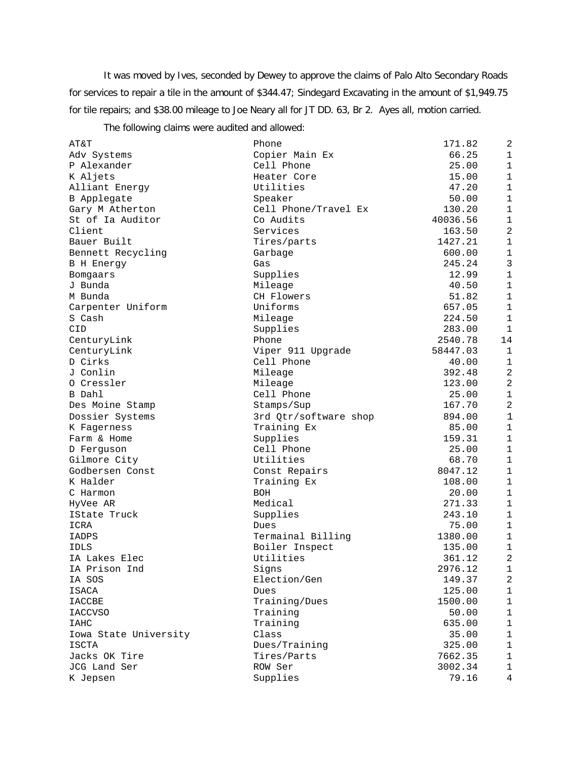It was moved by Ives, seconded by Dewey to approve the claims of Palo Alto Secondary Roads for services to repair a tile in the amount of $344.47; Sindegard Excavating in the amount of $1,949.75 for tile repairs; and $38.00 mileage to Joe Neary all for JT DD. 63, Br 2. Ayes all, motion carried.

The following claims were audited and allowed:

| | | | |
|---|---|---|---|
| AT&T | Phone | 171.82 | 2 |
| Adv Systems | Copier Main Ex | 66.25 | 1 |
| P Alexander | Cell Phone | 25.00 | 1 |
| K Aljets | Heater Core | 15.00 | 1 |
| Alliant Energy | Utilities | 47.20 | 1 |
| B Applegate | Speaker | 50.00 | 1 |
| Gary M Atherton | Cell Phone/Travel Ex | 130.20 | 1 |
| St of Ia Auditor | Co Audits | 40036.56 | 1 |
| Client | Services | 163.50 | 2 |
| Bauer Built | Tires/parts | 1427.21 | 1 |
| Bennett Recycling | Garbage | 600.00 | 1 |
| B H Energy | Gas | 245.24 | 3 |
| Bomgaars | Supplies | 12.99 | 1 |
| J Bunda | Mileage | 40.50 | 1 |
| M Bunda | CH Flowers | 51.82 | 1 |
| Carpenter Uniform | Uniforms | 657.05 | 1 |
| S Cash | Mileage | 224.50 | 1 |
| CID | Supplies | 283.00 | 1 |
| CenturyLink | Phone | 2540.78 | 14 |
| CenturyLink | Viper 911 Upgrade | 58447.03 | 1 |
| D Cirks | Cell Phone | 40.00 | 1 |
| J Conlin | Mileage | 392.48 | 2 |
| O Cressler | Mileage | 123.00 | 2 |
| B Dahl | Cell Phone | 25.00 | 1 |
| Des Moine Stamp | Stamps/Sup | 167.70 | 2 |
| Dossier Systems | 3rd Qtr/software shop | 894.00 | 1 |
| K Fagerness | Training Ex | 85.00 | 1 |
| Farm & Home | Supplies | 159.31 | 1 |
| D Ferguson | Cell Phone | 25.00 | 1 |
| Gilmore City | Utilities | 68.70 | 1 |
| Godbersen Const | Const Repairs | 8047.12 | 1 |
| K Halder | Training Ex | 108.00 | 1 |
| C Harmon | BOH | 20.00 | 1 |
| HyVee AR | Medical | 271.33 | 1 |
| IState Truck | Supplies | 243.10 | 1 |
| ICRA | Dues | 75.00 | 1 |
| IADPS | Termainal Billing | 1380.00 | 1 |
| IDLS | Boiler Inspect | 135.00 | 1 |
| IA Lakes Elec | Utilities | 361.12 | 2 |
| IA Prison Ind | Signs | 2976.12 | 1 |
| IA SOS | Election/Gen | 149.37 | 2 |
| ISACA | Dues | 125.00 | 1 |
| IACCBE | Training/Dues | 1500.00 | 1 |
| IACCVSO | Training | 50.00 | 1 |
| IAHC | Training | 635.00 | 1 |
| Iowa State University | Class | 35.00 | 1 |
| ISCTA | Dues/Training | 325.00 | 1 |
| Jacks OK Tire | Tires/Parts | 7662.35 | 1 |
| JCG Land Ser | ROW Ser | 3002.34 | 1 |
| K Jepsen | Supplies | 79.16 | 4 |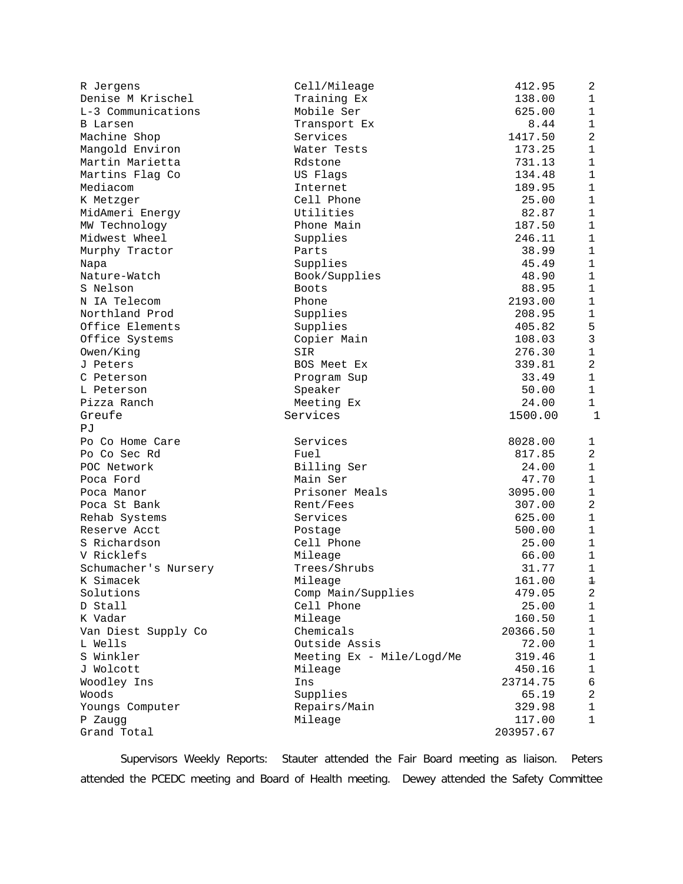| | | | |
|---|---|---|---|
| R Jergens | Cell/Mileage | 412.95 | 2 |
| Denise M Krischel | Training Ex | 138.00 | 1 |
| L-3 Communications | Mobile Ser | 625.00 | 1 |
| B Larsen | Transport Ex | 8.44 | 1 |
| Machine Shop | Services | 1417.50 | 2 |
| Mangold Environ | Water Tests | 173.25 | 1 |
| Martin Marietta | Rdstone | 731.13 | 1 |
| Martins Flag Co | US Flags | 134.48 | 1 |
| Mediacom | Internet | 189.95 | 1 |
| K Metzger | Cell Phone | 25.00 | 1 |
| MidAmeri Energy | Utilities | 82.87 | 1 |
| MW Technology | Phone Main | 187.50 | 1 |
| Midwest Wheel | Supplies | 246.11 | 1 |
| Murphy Tractor | Parts | 38.99 | 1 |
| Napa | Supplies | 45.49 | 1 |
| Nature-Watch | Book/Supplies | 48.90 | 1 |
| S Nelson | Boots | 88.95 | 1 |
| N IA Telecom | Phone | 2193.00 | 1 |
| Northland Prod | Supplies | 208.95 | 1 |
| Office Elements | Supplies | 405.82 | 5 |
| Office Systems | Copier Main | 108.03 | 3 |
| Owen/King | SIR | 276.30 | 1 |
| J Peters | BOS Meet Ex | 339.81 | 2 |
| C Peterson | Program Sup | 33.49 | 1 |
| L Peterson | Speaker | 50.00 | 1 |
| Pizza Ranch | Meeting Ex | 24.00 | 1 |
| Greufe PJ | Services | 1500.00 | 1 |
| Po Co Home Care | Services | 8028.00 | 1 |
| Po Co Sec Rd | Fuel | 817.85 | 2 |
| POC Network | Billing Ser | 24.00 | 1 |
| Poca Ford | Main Ser | 47.70 | 1 |
| Poca Manor | Prisoner Meals | 3095.00 | 1 |
| Poca St Bank | Rent/Fees | 307.00 | 2 |
| Rehab Systems | Services | 625.00 | 1 |
| Reserve Acct | Postage | 500.00 | 1 |
| S Richardson | Cell Phone | 25.00 | 1 |
| V Ricklefs | Mileage | 66.00 | 1 |
| Schumacher's Nursery | Trees/Shrubs | 31.77 | 1 |
| K Simacek | Mileage | 161.00 | 1 |
| Solutions | Comp Main/Supplies | 479.05 | 2 |
| D Stall | Cell Phone | 25.00 | 1 |
| K Vadar | Mileage | 160.50 | 1 |
| Van Diest Supply Co | Chemicals | 20366.50 | 1 |
| L Wells | Outside Assis | 72.00 | 1 |
| S Winkler | Meeting Ex - Mile/Logd/Me | 319.46 | 1 |
| J Wolcott | Mileage | 450.16 | 1 |
| Woodley Ins | Ins | 23714.75 | 6 |
| Woods | Supplies | 65.19 | 2 |
| Youngs Computer | Repairs/Main | 329.98 | 1 |
| P Zaugg | Mileage | 117.00 | 1 |
| Grand Total | | 203957.67 | |

Supervisors Weekly Reports: Stauter attended the Fair Board meeting as liaison. Peters attended the PCEDC meeting and Board of Health meeting. Dewey attended the Safety Committee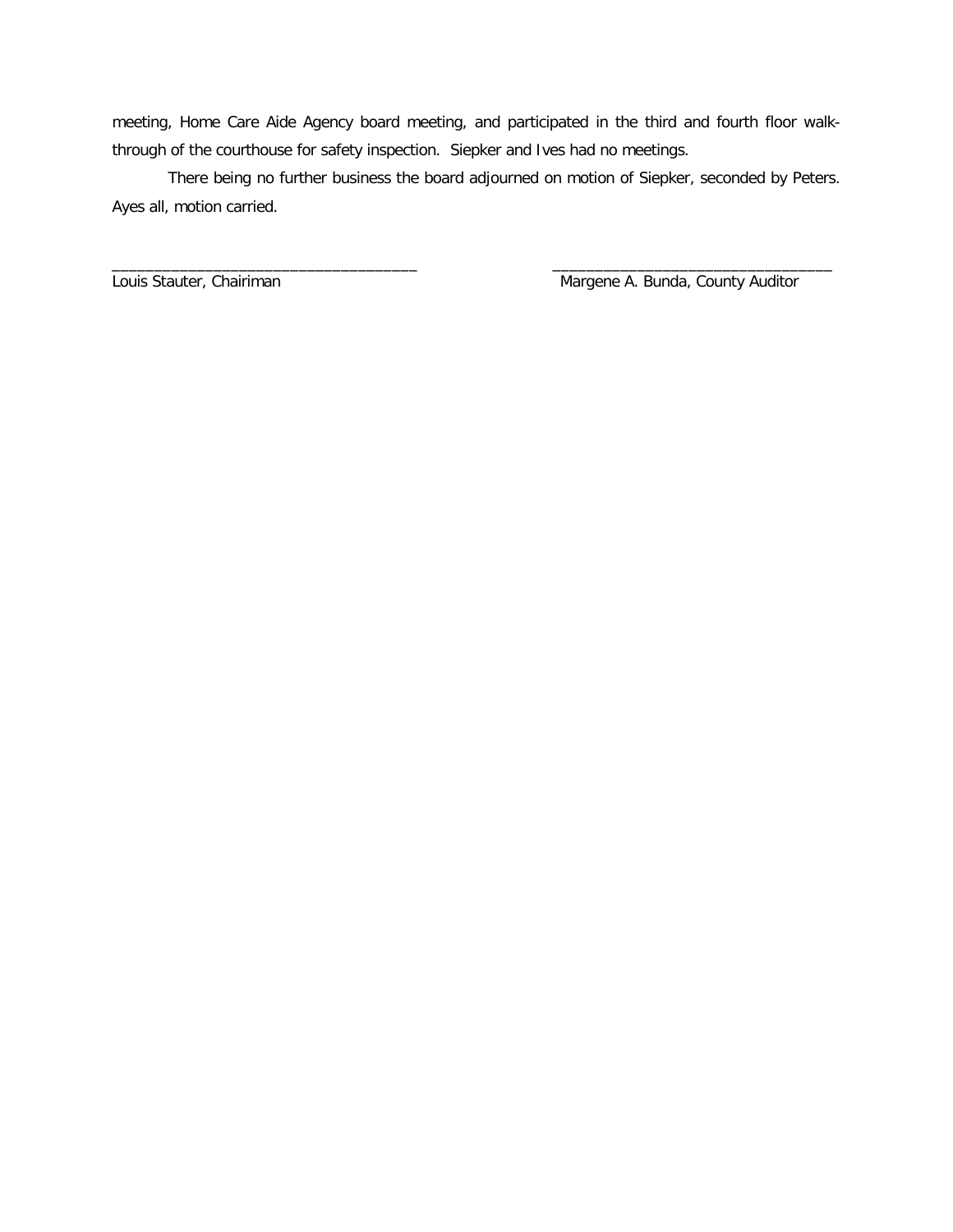meeting, Home Care Aide Agency board meeting, and participated in the third and fourth floor walk-through of the courthouse for safety inspection. Siepker and Ives had no meetings.

There being no further business the board adjourned on motion of Siepker, seconded by Peters. Ayes all, motion carried.

\_\_\_\_\_\_\_\_\_\_\_\_\_\_\_\_\_\_\_\_\_\_\_\_\_\_\_\_\_\_\_\_\_\_\_\_ \_\_\_\_\_\_\_\_\_\_\_\_\_\_\_\_\_\_\_\_\_\_\_\_\_\_\_\_\_\_\_\_\_\_

Louis Stauter, Chairiman Margene A. Bunda, County Auditor